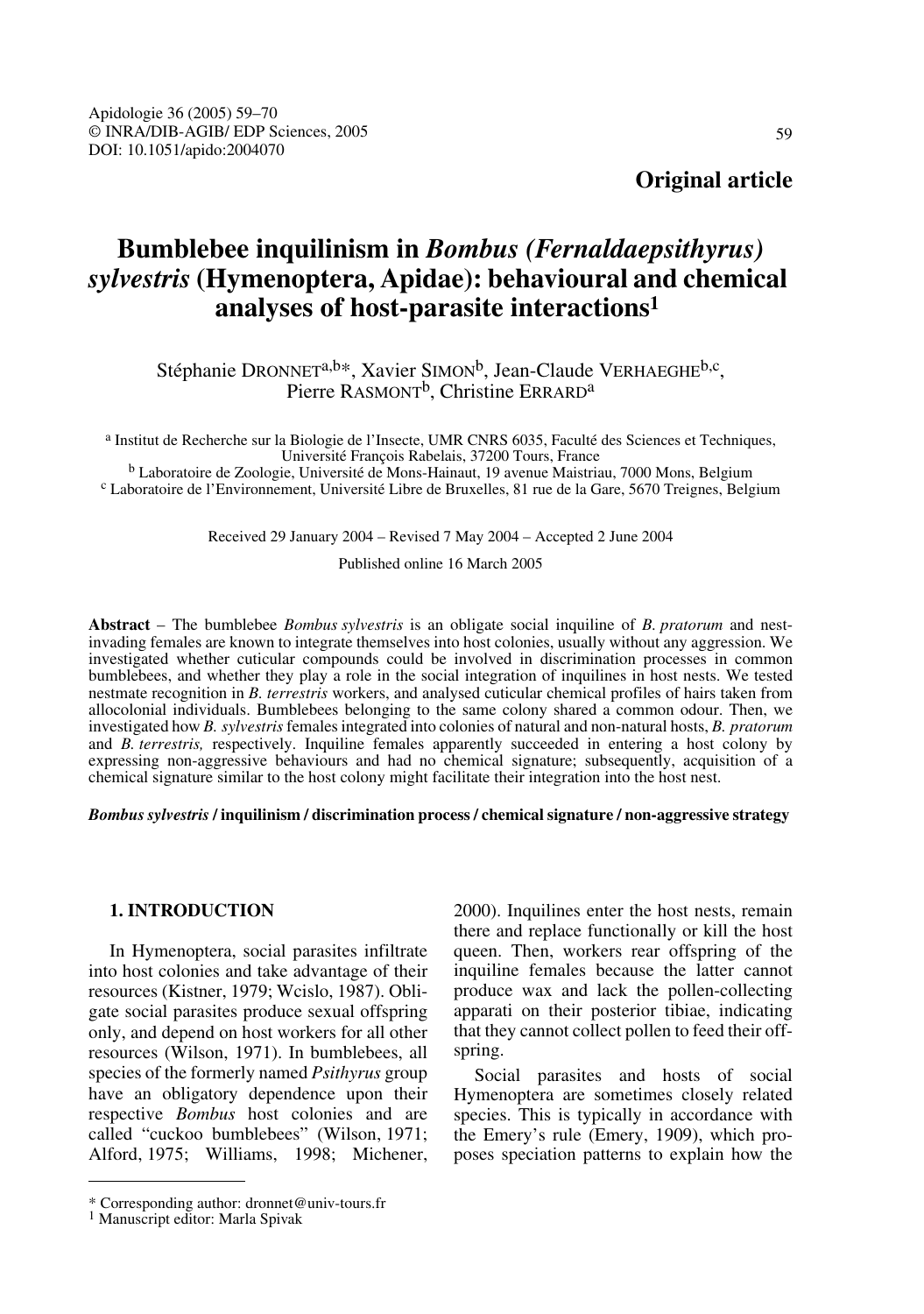Original article

# Bumblebee inquilinism in *Bombus (Fernaldaepsithyrus) sylvestris* (Hymenoptera, Apidae): behavioural and chemical analyses of host-parasite interactions[1]

Stéphanie DRONNET[a,b*], Xavier SIMON[b], Jean-Claude VERHAEGHE[b,c], Pierre RASMONT[b], Christine ERRARD[a]

[a] Institut de Recherche sur la Biologie de l'Insecte, UMR CNRS 6035, Faculté des Sciences et Techniques, Université François Rabelais, 37200 Tours, France
[b] Laboratoire de Zoologie, Université de Mons-Hainaut, 19 avenue Maistriau, 7000 Mons, Belgium
[c] Laboratoire de l'Environnement, Université Libre de Bruxelles, 81 rue de la Gare, 5670 Treignes, Belgium

Received 29 January 2004 – Revised 7 May 2004 – Accepted 2 June 2004

Published online 16 March 2005

**Abstract** – The bumblebee *Bombus sylvestris* is an obligate social inquiline of *B. pratorum* and nest-invading females are known to integrate themselves into host colonies, usually without any aggression. We investigated whether cuticular compounds could be involved in discrimination processes in common bumblebees, and whether they play a role in the social integration of inquilines in host nests. We tested nestmate recognition in *B. terrestris* workers, and analysed cuticular chemical profiles of hairs taken from allocolonial individuals. Bumblebees belonging to the same colony shared a common odour. Then, we investigated how *B. sylvestris* females integrated into colonies of natural and non-natural hosts, *B. pratorum* and *B. terrestris,* respectively. Inquiline females apparently succeeded in entering a host colony by expressing non-aggressive behaviours and had no chemical signature; subsequently, acquisition of a chemical signature similar to the host colony might facilitate their integration into the host nest.

***Bombus sylvestris* / inquilinism / discrimination process / chemical signature / non-aggressive strategy**

## 1. INTRODUCTION

In Hymenoptera, social parasites infiltrate into host colonies and take advantage of their resources (Kistner, 1979; Wcislo, 1987). Obligate social parasites produce sexual offspring only, and depend on host workers for all other resources (Wilson, 1971). In bumblebees, all species of the formerly named *Psithyrus* group have an obligatory dependence upon their respective *Bombus* host colonies and are called "cuckoo bumblebees" (Wilson, 1971; Alford, 1975; Williams, 1998; Michener, 2000). Inquilines enter the host nests, remain there and replace functionally or kill the host queen. Then, workers rear offspring of the inquiline females because the latter cannot produce wax and lack the pollen-collecting apparati on their posterior tibiae, indicating that they cannot collect pollen to feed their offspring.

Social parasites and hosts of social Hymenoptera are sometimes closely related species. This is typically in accordance with the Emery's rule (Emery, 1909), which proposes speciation patterns to explain how the

\* Corresponding author: dronnet@univ-tours.fr
[1] Manuscript editor: Marla Spivak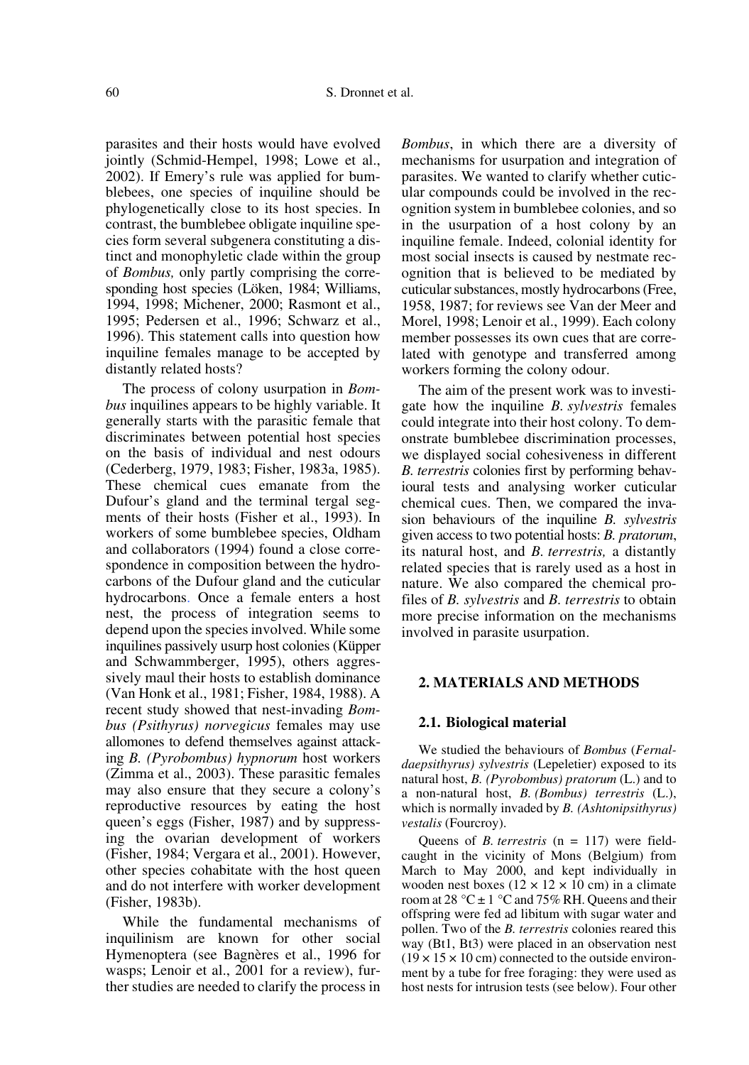parasites and their hosts would have evolved jointly (Schmid-Hempel, 1998; Lowe et al., 2002). If Emery's rule was applied for bumblebees, one species of inquiline should be phylogenetically close to its host species. In contrast, the bumblebee obligate inquiline species form several subgenera constituting a distinct and monophyletic clade within the group of *Bombus,* only partly comprising the corresponding host species (Löken, 1984; Williams, 1994, 1998; Michener, 2000; Rasmont et al., 1995; Pedersen et al., 1996; Schwarz et al., 1996). This statement calls into question how inquiline females manage to be accepted by distantly related hosts?

The process of colony usurpation in *Bombus* inquilines appears to be highly variable. It generally starts with the parasitic female that discriminates between potential host species on the basis of individual and nest odours (Cederberg, 1979, 1983; Fisher, 1983a, 1985). These chemical cues emanate from the Dufour's gland and the terminal tergal segments of their hosts (Fisher et al., 1993). In workers of some bumblebee species, Oldham and collaborators (1994) found a close correspondence in composition between the hydrocarbons of the Dufour gland and the cuticular hydrocarbons. Once a female enters a host nest, the process of integration seems to depend upon the species involved. While some inquilines passively usurp host colonies (Küpper and Schwammberger, 1995), others aggressively maul their hosts to establish dominance (Van Honk et al., 1981; Fisher, 1984, 1988). A recent study showed that nest-invading *Bombus (Psithyrus) norvegicus* females may use allomones to defend themselves against attacking *B. (Pyrobombus) hypnorum* host workers (Zimma et al., 2003). These parasitic females may also ensure that they secure a colony's reproductive resources by eating the host queen's eggs (Fisher, 1987) and by suppressing the ovarian development of workers (Fisher, 1984; Vergara et al., 2001). However, other species cohabitate with the host queen and do not interfere with worker development (Fisher, 1983b).

While the fundamental mechanisms of inquilinism are known for other social Hymenoptera (see Bagnères et al., 1996 for wasps; Lenoir et al., 2001 for a review), further studies are needed to clarify the process in *Bombus*, in which there are a diversity of mechanisms for usurpation and integration of parasites. We wanted to clarify whether cuticular compounds could be involved in the recognition system in bumblebee colonies, and so in the usurpation of a host colony by an inquiline female. Indeed, colonial identity for most social insects is caused by nestmate recognition that is believed to be mediated by cuticular substances, mostly hydrocarbons (Free, 1958, 1987; for reviews see Van der Meer and Morel, 1998; Lenoir et al., 1999). Each colony member possesses its own cues that are correlated with genotype and transferred among workers forming the colony odour.

The aim of the present work was to investigate how the inquiline *B. sylvestris* females could integrate into their host colony. To demonstrate bumblebee discrimination processes, we displayed social cohesiveness in different *B. terrestris* colonies first by performing behavioural tests and analysing worker cuticular chemical cues. Then, we compared the invasion behaviours of the inquiline *B. sylvestris* given access to two potential hosts: *B. pratorum*, its natural host, and *B. terrestris,* a distantly related species that is rarely used as a host in nature. We also compared the chemical profiles of *B. sylvestris* and *B. terrestris* to obtain more precise information on the mechanisms involved in parasite usurpation.

## 2. MATERIALS AND METHODS

### 2.1. Biological material

We studied the behaviours of *Bombus* (*Fernaldaepsithyrus) sylvestris* (Lepeletier) exposed to its natural host, *B. (Pyrobombus) pratorum* (L.) and to a non-natural host, *B. (Bombus) terrestris* (L.), which is normally invaded by *B. (Ashtonipsithyrus) vestalis* (Fourcroy).

Queens of *B. terrestris* (n = 117) were field-caught in the vicinity of Mons (Belgium) from March to May 2000, and kept individually in wooden nest boxes (12 × 12 × 10 cm) in a climate room at 28 °C ± 1 °C and 75% RH. Queens and their offspring were fed ad libitum with sugar water and pollen. Two of the *B. terrestris* colonies reared this way (Bt1, Bt3) were placed in an observation nest (19 × 15 × 10 cm) connected to the outside environment by a tube for free foraging: they were used as host nests for intrusion tests (see below). Four other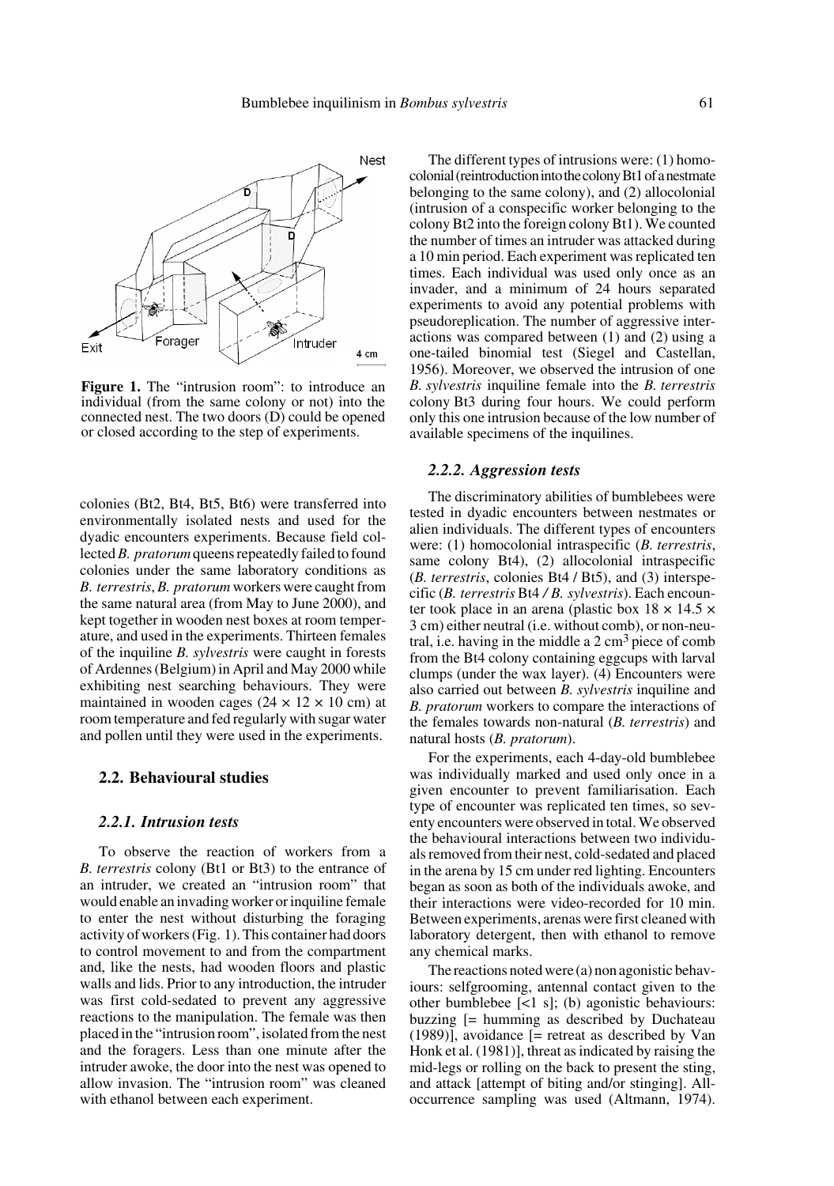**Figure 1.** The "intrusion room": to introduce an individual (from the same colony or not) into the connected nest. The two doors (D) could be opened or closed according to the step of experiments.

colonies (Bt2, Bt4, Bt5, Bt6) were transferred into environmentally isolated nests and used for the dyadic encounters experiments. Because field collected *B. pratorum* queens repeatedly failed to found colonies under the same laboratory conditions as *B. terrestris*, *B. pratorum* workers were caught from the same natural area (from May to June 2000), and kept together in wooden nest boxes at room temperature, and used in the experiments. Thirteen females of the inquiline *B. sylvestris* were caught in forests of Ardennes (Belgium) in April and May 2000 while exhibiting nest searching behaviours. They were maintained in wooden cages (24 × 12 × 10 cm) at room temperature and fed regularly with sugar water and pollen until they were used in the experiments.

## 2.2. Behavioural studies

### 2.2.1. Intrusion tests

To observe the reaction of workers from a *B. terrestris* colony (Bt1 or Bt3) to the entrance of an intruder, we created an "intrusion room" that would enable an invading worker or inquiline female to enter the nest without disturbing the foraging activity of workers (Fig. 1). This container had doors to control movement to and from the compartment and, like the nests, had wooden floors and plastic walls and lids. Prior to any introduction, the intruder was first cold-sedated to prevent any aggressive reactions to the manipulation. The female was then placed in the "intrusion room", isolated from the nest and the foragers. Less than one minute after the intruder awoke, the door into the nest was opened to allow invasion. The "intrusion room" was cleaned with ethanol between each experiment.

The different types of intrusions were: (1) homocolonial (reintroduction into the colony Bt1 of a nestmate belonging to the same colony), and (2) allocolonial (intrusion of a conspecific worker belonging to the colony Bt2 into the foreign colony Bt1). We counted the number of times an intruder was attacked during a 10 min period. Each experiment was replicated ten times. Each individual was used only once as an invader, and a minimum of 24 hours separated experiments to avoid any potential problems with pseudoreplication. The number of aggressive interactions was compared between (1) and (2) using a one-tailed binomial test (Siegel and Castellan, 1956). Moreover, we observed the intrusion of one *B. sylvestris* inquiline female into the *B. terrestris* colony Bt3 during four hours. We could perform only this one intrusion because of the low number of available specimens of the inquilines.

### 2.2.2. Aggression tests

The discriminatory abilities of bumblebees were tested in dyadic encounters between nestmates or alien individuals. The different types of encounters were: (1) homocolonial intraspecific (*B. terrestris*, same colony Bt4), (2) allocolonial intraspecific (*B. terrestris*, colonies Bt4 / Bt5), and (3) interspecific (*B. terrestris* Bt4 / *B. sylvestris*). Each encounter took place in an arena (plastic box 18 × 14.5 × 3 cm) either neutral (i.e. without comb), or non-neutral, i.e. having in the middle a 2 cm$^3$ piece of comb from the Bt4 colony containing eggcups with larval clumps (under the wax layer). (4) Encounters were also carried out between *B. sylvestris* inquiline and *B. pratorum* workers to compare the interactions of the females towards non-natural (*B. terrestris*) and natural hosts (*B. pratorum*).

For the experiments, each 4-day-old bumblebee was individually marked and used only once in a given encounter to prevent familiarisation. Each type of encounter was replicated ten times, so seventy encounters were observed in total. We observed the behavioural interactions between two individuals removed from their nest, cold-sedated and placed in the arena by 15 cm under red lighting. Encounters began as soon as both of the individuals awoke, and their interactions were video-recorded for 10 min. Between experiments, arenas were first cleaned with laboratory detergent, then with ethanol to remove any chemical marks.

The reactions noted were (a) non agonistic behaviours: selfgrooming, antennal contact given to the other bumblebee [<1 s]; (b) agonistic behaviours: buzzing [= humming as described by Duchateau (1989)], avoidance [= retreat as described by Van Honk et al. (1981)], threat as indicated by raising the mid-legs or rolling on the back to present the sting, and attack [attempt of biting and/or stinging]. All-occurrence sampling was used (Altmann, 1974).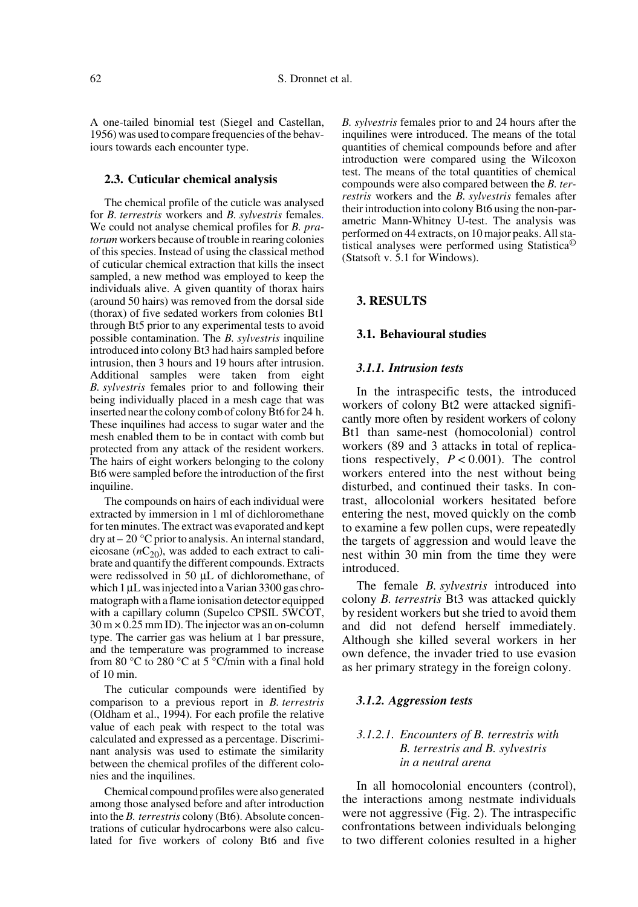A one-tailed binomial test (Siegel and Castellan, 1956) was used to compare frequencies of the behaviours towards each encounter type.

### 2.3. Cuticular chemical analysis

The chemical profile of the cuticle was analysed for *B. terrestris* workers and *B. sylvestris* females. We could not analyse chemical profiles for *B. pratorum* workers because of trouble in rearing colonies of this species. Instead of using the classical method of cuticular chemical extraction that kills the insect sampled, a new method was employed to keep the individuals alive. A given quantity of thorax hairs (around 50 hairs) was removed from the dorsal side (thorax) of five sedated workers from colonies Bt1 through Bt5 prior to any experimental tests to avoid possible contamination. The *B. sylvestris* inquiline introduced into colony Bt3 had hairs sampled before intrusion, then 3 hours and 19 hours after intrusion. Additional samples were taken from eight *B. sylvestris* females prior to and following their being individually placed in a mesh cage that was inserted near the colony comb of colony Bt6 for 24 h. These inquilines had access to sugar water and the mesh enabled them to be in contact with comb but protected from any attack of the resident workers. The hairs of eight workers belonging to the colony Bt6 were sampled before the introduction of the first inquiline.

The compounds on hairs of each individual were extracted by immersion in 1 ml of dichloromethane for ten minutes. The extract was evaporated and kept dry at – 20 °C prior to analysis. An internal standard, eicosane ($nC_{20}$), was added to each extract to calibrate and quantify the different compounds. Extracts were redissolved in 50 µL of dichloromethane, of which 1 µL was injected into a Varian 3300 gas chromatograph with a flame ionisation detector equipped with a capillary column (Supelco CPSIL 5WCOT, 30 m × 0.25 mm ID). The injector was an on-column type. The carrier gas was helium at 1 bar pressure, and the temperature was programmed to increase from 80 °C to 280 °C at 5 °C/min with a final hold of 10 min.

The cuticular compounds were identified by comparison to a previous report in *B. terrestris* (Oldham et al., 1994). For each profile the relative value of each peak with respect to the total was calculated and expressed as a percentage. Discriminant analysis was used to estimate the similarity between the chemical profiles of the different colonies and the inquilines.

Chemical compound profiles were also generated among those analysed before and after introduction into the *B. terrestris* colony (Bt6). Absolute concentrations of cuticular hydrocarbons were also calculated for five workers of colony Bt6 and five *B. sylvestris* females prior to and 24 hours after the inquilines were introduced. The means of the total quantities of chemical compounds before and after introduction were compared using the Wilcoxon test. The means of the total quantities of chemical compounds were also compared between the *B. terrestris* workers and the *B. sylvestris* females after their introduction into colony Bt6 using the non-parametric Mann-Whitney U-test. The analysis was performed on 44 extracts, on 10 major peaks. All statistical analyses were performed using Statistica© (Statsoft v. 5.1 for Windows).

## 3. RESULTS

### 3.1. Behavioural studies

#### 3.1.1. Intrusion tests

In the intraspecific tests, the introduced workers of colony Bt2 were attacked significantly more often by resident workers of colony Bt1 than same-nest (homocolonial) control workers (89 and 3 attacks in total of replications respectively, $P < 0.001$). The control workers entered into the nest without being disturbed, and continued their tasks. In contrast, allocolonial workers hesitated before entering the nest, moved quickly on the comb to examine a few pollen cups, were repeatedly the targets of aggression and would leave the nest within 30 min from the time they were introduced.

The female *B. sylvestris* introduced into colony *B. terrestris* Bt3 was attacked quickly by resident workers but she tried to avoid them and did not defend herself immediately. Although she killed several workers in her own defence, the invader tried to use evasion as her primary strategy in the foreign colony.

#### 3.1.2. Aggression tests

##### 3.1.2.1. Encounters of B. terrestris with B. terrestris and B. sylvestris in a neutral arena

In all homocolonial encounters (control), the interactions among nestmate individuals were not aggressive (Fig. 2). The intraspecific confrontations between individuals belonging to two different colonies resulted in a higher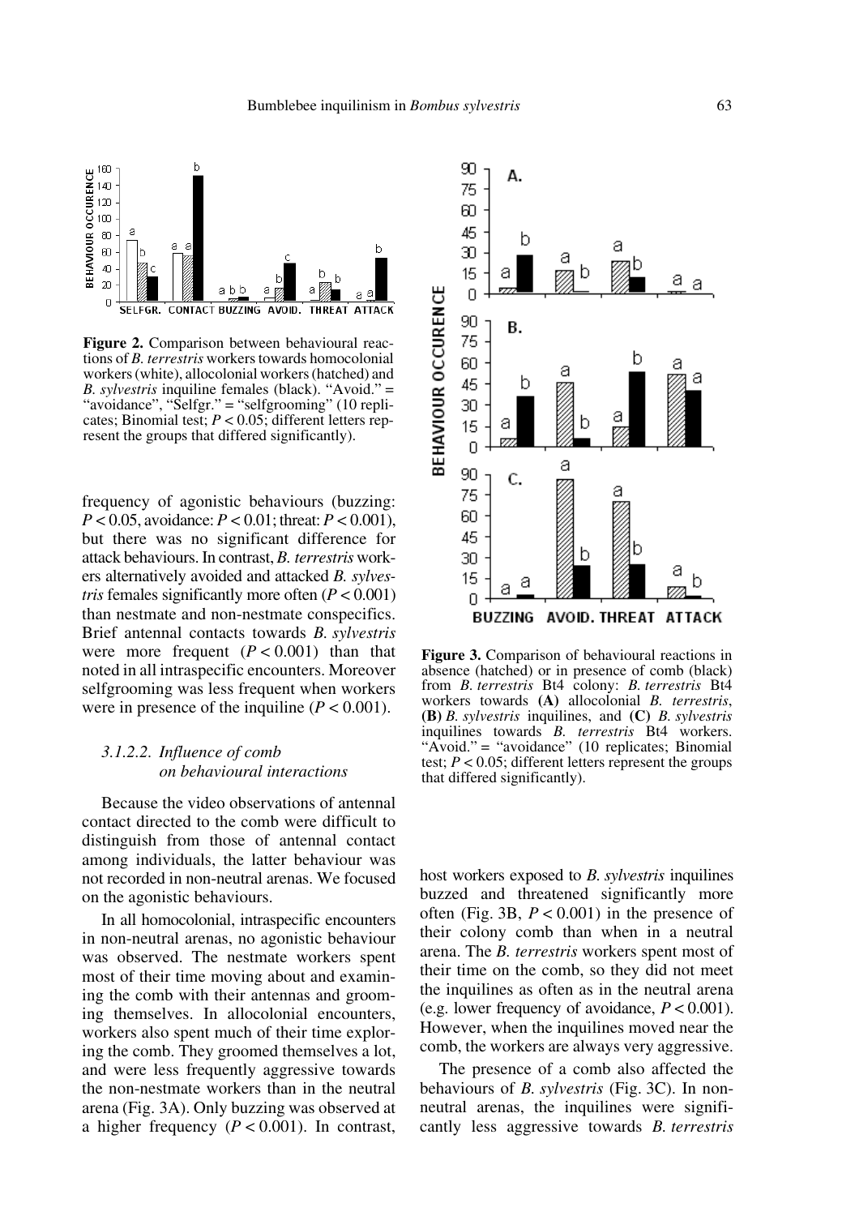**Figure 2.** Comparison between behavioural reactions of *B. terrestris* workers towards homocolonial workers (white), allocolonial workers (hatched) and *B. sylvestris* inquiline females (black). "Avoid." = "avoidance", "Selfgr." = "selfgrooming" (10 replicates; Binomial test; $P < 0.05$; different letters represent the groups that differed significantly).

frequency of agonistic behaviours (buzzing: $P < 0.05$, avoidance: $P < 0.01$; threat: $P < 0.001$), but there was no significant difference for attack behaviours. In contrast, *B. terrestris* workers alternatively avoided and attacked *B. sylvestris* females significantly more often ($P < 0.001$) than nestmate and non-nestmate conspecifics. Brief antennal contacts towards *B. sylvestris* were more frequent ($P < 0.001$) than that noted in all intraspecific encounters. Moreover selfgrooming was less frequent when workers were in presence of the inquiline ($P < 0.001$).

#### 3.1.2.2. Influence of comb on behavioural interactions

Because the video observations of antennal contact directed to the comb were difficult to distinguish from those of antennal contact among individuals, the latter behaviour was not recorded in non-neutral arenas. We focused on the agonistic behaviours.

In all homocolonial, intraspecific encounters in non-neutral arenas, no agonistic behaviour was observed. The nestmate workers spent most of their time moving about and examining the comb with their antennas and grooming themselves. In allocolonial encounters, workers also spent much of their time exploring the comb. They groomed themselves a lot, and were less frequently aggressive towards the non-nestmate workers than in the neutral arena (Fig. 3A). Only buzzing was observed at a higher frequency ($P < 0.001$). In contrast, host workers exposed to *B. sylvestris* inquilines buzzed and threatened significantly more often (Fig. 3B, $P < 0.001$) in the presence of their colony comb than when in a neutral arena. The *B. terrestris* workers spent most of their time on the comb, so they did not meet the inquilines as often as in the neutral arena (e.g. lower frequency of avoidance, $P < 0.001$). However, when the inquilines moved near the comb, the workers are always very aggressive.

**Figure 3.** Comparison of behavioural reactions in absence (hatched) or in presence of comb (black) from *B. terrestris* Bt4 colony: *B. terrestris* Bt4 workers towards **(A)** allocolonial *B. terrestris*, **(B)** *B. sylvestris* inquilines, and **(C)** *B. sylvestris* inquilines towards *B. terrestris* Bt4 workers. "Avoid." = "avoidance" (10 replicates; Binomial test; $P < 0.05$; different letters represent the groups that differed significantly).

The presence of a comb also affected the behaviours of *B. sylvestris* (Fig. 3C). In non-neutral arenas, the inquilines were significantly less aggressive towards *B. terrestris*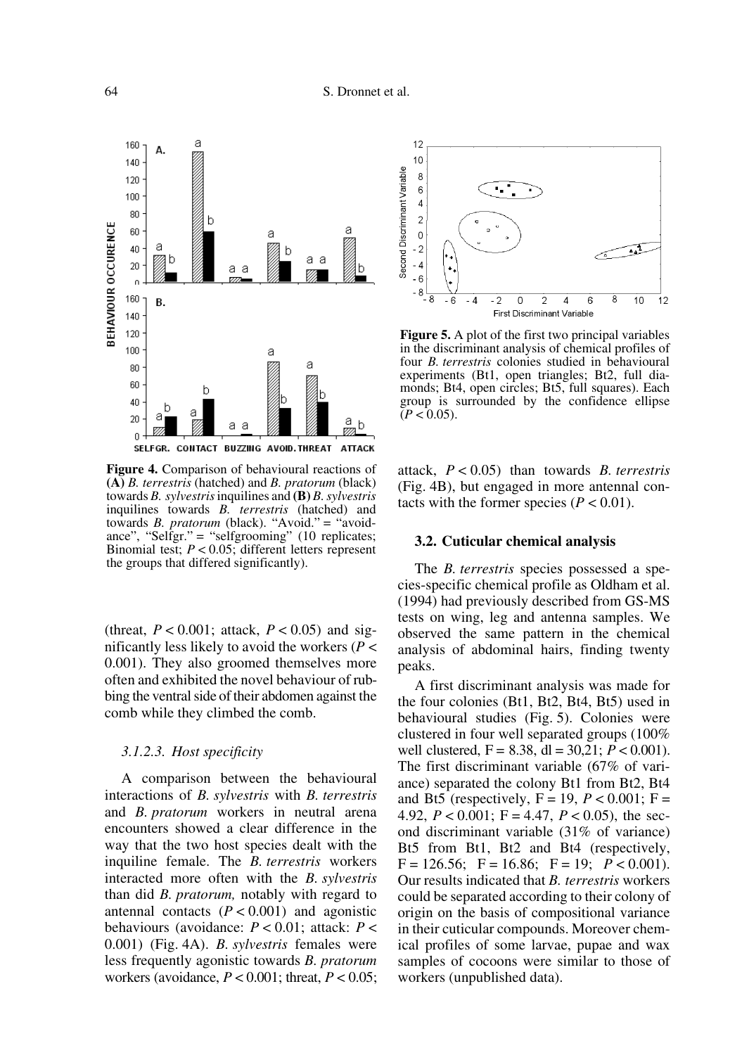Figure 4. Comparison of behavioural reactions of **(A)** *B. terrestris* (hatched) and *B. pratorum* (black) towards *B. sylvestris* inquilines and **(B)** *B. sylvestris* inquilines towards *B. terrestris* (hatched) and towards *B. pratorum* (black). "Avoid." = "avoidance", "Selfgr." = "selfgrooming" (10 replicates; Binomial test; $P < 0.05$; different letters represent the groups that differed significantly).

(threat, $P < 0.001$; attack, $P < 0.05$) and significantly less likely to avoid the workers ($P < 0.001$). They also groomed themselves more often and exhibited the novel behaviour of rubbing the ventral side of their abdomen against the comb while they climbed the comb.

#### 3.1.2.3. Host specificity

A comparison between the behavioural interactions of *B. sylvestris* with *B. terrestris* and *B. pratorum* workers in neutral arena encounters showed a clear difference in the way that the two host species dealt with the inquiline female. The *B. terrestris* workers interacted more often with the *B. sylvestris* than did *B. pratorum,* notably with regard to antennal contacts ($P < 0.001$) and agonistic behaviours (avoidance: $P < 0.01$; attack: $P < 0.001$) (Fig. 4A). *B. sylvestris* females were less frequently agonistic towards *B. pratorum* workers (avoidance, $P < 0.001$; threat, $P < 0.05$; attack, $P < 0.05$) than towards *B. terrestris* (Fig. 4B), but engaged in more antennal contacts with the former species ($P < 0.01$).

Figure 5. A plot of the first two principal variables in the discriminant analysis of chemical profiles of four *B. terrestris* colonies studied in behavioural experiments (Bt1, open triangles; Bt2, full diamonds; Bt4, open circles; Bt5, full squares). Each group is surrounded by the confidence ellipse ($P < 0.05$).

### 3.2. Cuticular chemical analysis

The *B. terrestris* species possessed a species-specific chemical profile as Oldham et al. (1994) had previously described from GS-MS tests on wing, leg and antenna samples. We observed the same pattern in the chemical analysis of abdominal hairs, finding twenty peaks.

A first discriminant analysis was made for the four colonies (Bt1, Bt2, Bt4, Bt5) used in behavioural studies (Fig. 5). Colonies were clustered in four well separated groups (100% well clustered, F = 8.38, dl = 30,21; $P < 0.001$). The first discriminant variable (67% of variance) separated the colony Bt1 from Bt2, Bt4 and Bt5 (respectively, F = 19, $P < 0.001$; F = 4.92, $P < 0.001$; F = 4.47, $P < 0.05$), the second discriminant variable (31% of variance) Bt5 from Bt1, Bt2 and Bt4 (respectively, F = 126.56; F = 16.86; F = 19; $P < 0.001$). Our results indicated that *B. terrestris* workers could be separated according to their colony of origin on the basis of compositional variance in their cuticular compounds. Moreover chemical profiles of some larvae, pupae and wax samples of cocoons were similar to those of workers (unpublished data).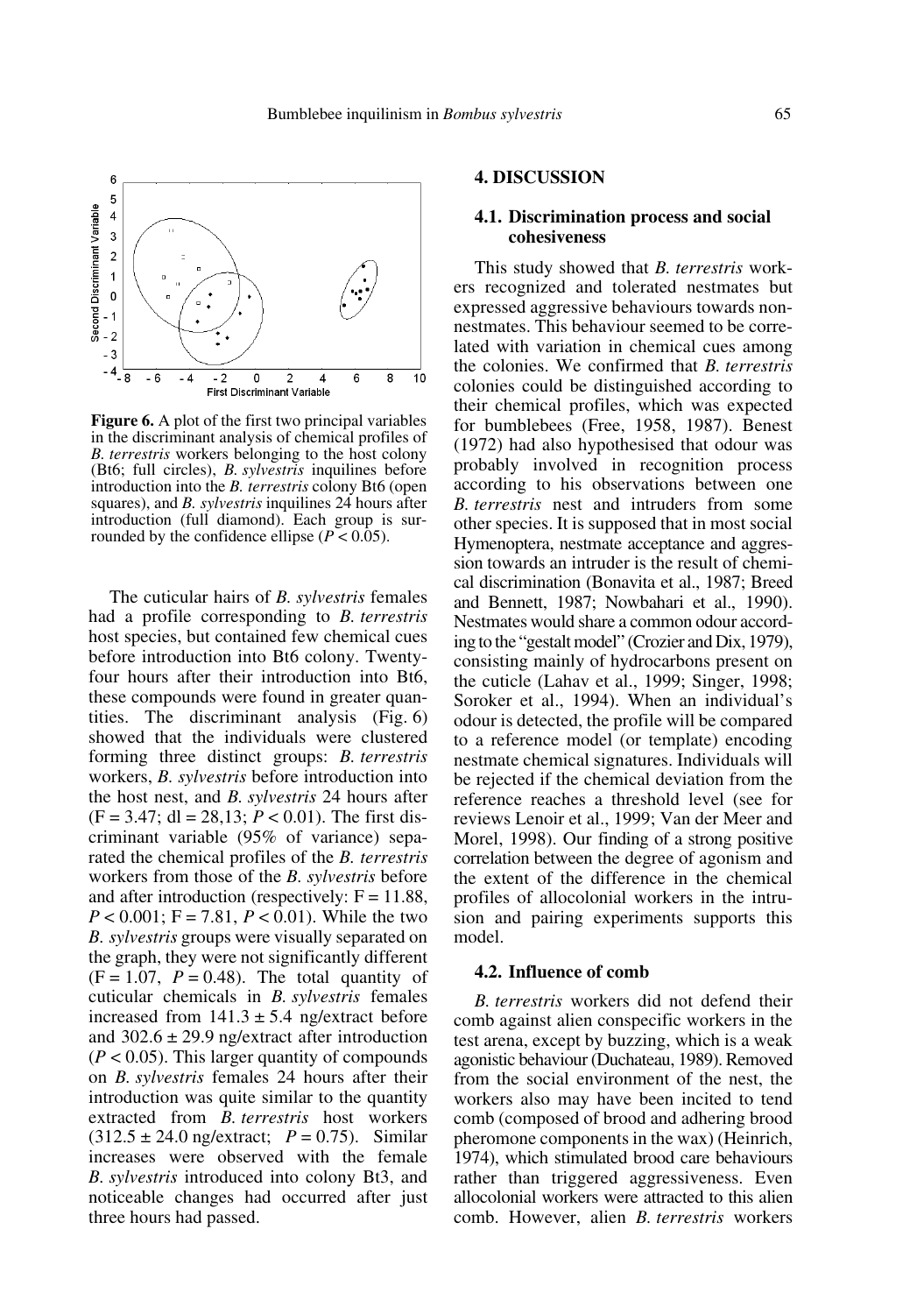**Figure 6.** A plot of the first two principal variables in the discriminant analysis of chemical profiles of *B. terrestris* workers belonging to the host colony (Bt6; full circles), *B. sylvestris* inquilines before introduction into the *B. terrestris* colony Bt6 (open squares), and *B. sylvestris* inquilines 24 hours after introduction (full diamond). Each group is surrounded by the confidence ellipse ($P < 0.05$).

The cuticular hairs of *B. sylvestris* females had a profile corresponding to *B. terrestris* host species, but contained few chemical cues before introduction into Bt6 colony. Twenty-four hours after their introduction into Bt6, these compounds were found in greater quantities. The discriminant analysis (Fig. 6) showed that the individuals were clustered forming three distinct groups: *B. terrestris* workers, *B. sylvestris* before introduction into the host nest, and *B. sylvestris* 24 hours after ($F = 3.47$; dl = 28,13; $P < 0.01$). The first discriminant variable (95% of variance) separated the chemical profiles of the *B. terrestris* workers from those of the *B. sylvestris* before and after introduction (respectively: $F = 11.88$, $P < 0.001$; $F = 7.81$, $P < 0.01$). While the two *B. sylvestris* groups were visually separated on the graph, they were not significantly different ($F = 1.07$, $P = 0.48$). The total quantity of cuticular chemicals in *B. sylvestris* females increased from $141.3 \pm 5.4$ ng/extract before and $302.6 \pm 29.9$ ng/extract after introduction ($P < 0.05$). This larger quantity of compounds on *B. sylvestris* females 24 hours after their introduction was quite similar to the quantity extracted from *B. terrestris* host workers ($312.5 \pm 24.0$ ng/extract; $P = 0.75$). Similar increases were observed with the female *B. sylvestris* introduced into colony Bt3, and noticeable changes had occurred after just three hours had passed.

## 4. DISCUSSION

### 4.1. Discrimination process and social cohesiveness

This study showed that *B. terrestris* workers recognized and tolerated nestmates but expressed aggressive behaviours towards non-nestmates. This behaviour seemed to be correlated with variation in chemical cues among the colonies. We confirmed that *B. terrestris* colonies could be distinguished according to their chemical profiles, which was expected for bumblebees (Free, 1958, 1987). Benest (1972) had also hypothesised that odour was probably involved in recognition process according to his observations between one *B. terrestris* nest and intruders from some other species. It is supposed that in most social Hymenoptera, nestmate acceptance and aggression towards an intruder is the result of chemical discrimination (Bonavita et al., 1987; Breed and Bennett, 1987; Nowbahari et al., 1990). Nestmates would share a common odour according to the "gestalt model" (Crozier and Dix, 1979), consisting mainly of hydrocarbons present on the cuticle (Lahav et al., 1999; Singer, 1998; Soroker et al., 1994). When an individual's odour is detected, the profile will be compared to a reference model (or template) encoding nestmate chemical signatures. Individuals will be rejected if the chemical deviation from the reference reaches a threshold level (see for reviews Lenoir et al., 1999; Van der Meer and Morel, 1998). Our finding of a strong positive correlation between the degree of agonism and the extent of the difference in the chemical profiles of allocolonial workers in the intrusion and pairing experiments supports this model.

### 4.2. Influence of comb

*B. terrestris* workers did not defend their comb against alien conspecific workers in the test arena, except by buzzing, which is a weak agonistic behaviour (Duchateau, 1989). Removed from the social environment of the nest, the workers also may have been incited to tend comb (composed of brood and adhering brood pheromone components in the wax) (Heinrich, 1974), which stimulated brood care behaviours rather than triggered aggressiveness. Even allocolonial workers were attracted to this alien comb. However, alien *B. terrestris* workers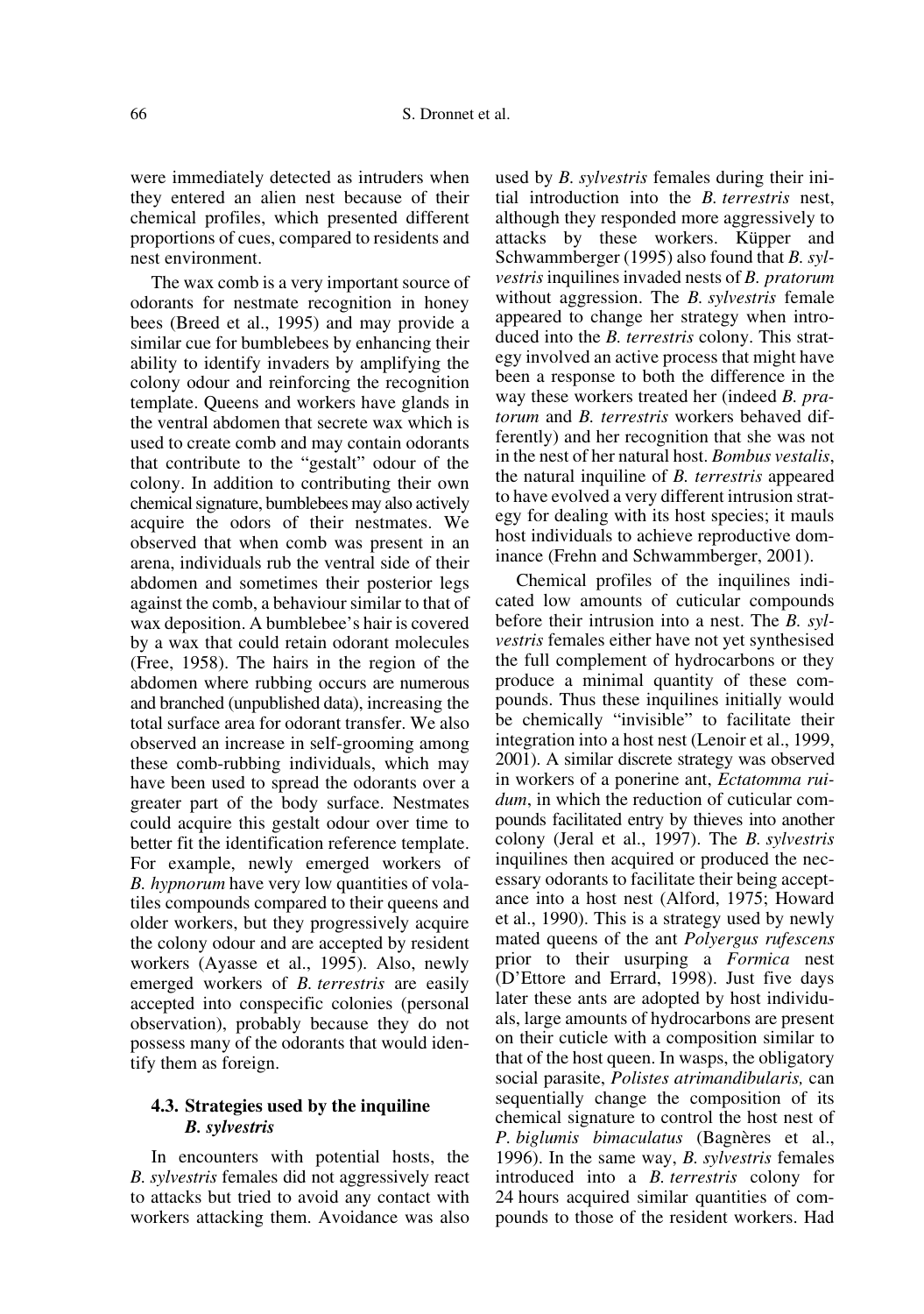were immediately detected as intruders when they entered an alien nest because of their chemical profiles, which presented different proportions of cues, compared to residents and nest environment.

The wax comb is a very important source of odorants for nestmate recognition in honey bees (Breed et al., 1995) and may provide a similar cue for bumblebees by enhancing their ability to identify invaders by amplifying the colony odour and reinforcing the recognition template. Queens and workers have glands in the ventral abdomen that secrete wax which is used to create comb and may contain odorants that contribute to the "gestalt" odour of the colony. In addition to contributing their own chemical signature, bumblebees may also actively acquire the odors of their nestmates. We observed that when comb was present in an arena, individuals rub the ventral side of their abdomen and sometimes their posterior legs against the comb, a behaviour similar to that of wax deposition. A bumblebee's hair is covered by a wax that could retain odorant molecules (Free, 1958). The hairs in the region of the abdomen where rubbing occurs are numerous and branched (unpublished data), increasing the total surface area for odorant transfer. We also observed an increase in self-grooming among these comb-rubbing individuals, which may have been used to spread the odorants over a greater part of the body surface. Nestmates could acquire this gestalt odour over time to better fit the identification reference template. For example, newly emerged workers of *B. hypnorum* have very low quantities of volatiles compounds compared to their queens and older workers, but they progressively acquire the colony odour and are accepted by resident workers (Ayasse et al., 1995). Also, newly emerged workers of *B. terrestris* are easily accepted into conspecific colonies (personal observation), probably because they do not possess many of the odorants that would identify them as foreign.

### 4.3. Strategies used by the inquiline *B. sylvestris*

In encounters with potential hosts, the *B. sylvestris* females did not aggressively react to attacks but tried to avoid any contact with workers attacking them. Avoidance was also used by *B. sylvestris* females during their initial introduction into the *B. terrestris* nest, although they responded more aggressively to attacks by these workers. Küpper and Schwammberger (1995) also found that *B. sylvestris* inquilines invaded nests of *B. pratorum* without aggression. The *B. sylvestris* female appeared to change her strategy when introduced into the *B. terrestris* colony. This strategy involved an active process that might have been a response to both the difference in the way these workers treated her (indeed *B. pratorum* and *B. terrestris* workers behaved differently) and her recognition that she was not in the nest of her natural host. *Bombus vestalis*, the natural inquiline of *B. terrestris* appeared to have evolved a very different intrusion strategy for dealing with its host species; it mauls host individuals to achieve reproductive dominance (Frehn and Schwammberger, 2001).

Chemical profiles of the inquilines indicated low amounts of cuticular compounds before their intrusion into a nest. The *B. sylvestris* females either have not yet synthesised the full complement of hydrocarbons or they produce a minimal quantity of these compounds. Thus these inquilines initially would be chemically "invisible" to facilitate their integration into a host nest (Lenoir et al., 1999, 2001). A similar discrete strategy was observed in workers of a ponerine ant, *Ectatomma ruidum*, in which the reduction of cuticular compounds facilitated entry by thieves into another colony (Jeral et al., 1997). The *B. sylvestris* inquilines then acquired or produced the necessary odorants to facilitate their being acceptance into a host nest (Alford, 1975; Howard et al., 1990). This is a strategy used by newly mated queens of the ant *Polyergus rufescens* prior to their usurping a *Formica* nest (D'Ettore and Errard, 1998). Just five days later these ants are adopted by host individuals, large amounts of hydrocarbons are present on their cuticle with a composition similar to that of the host queen. In wasps, the obligatory social parasite, *Polistes atrimandibularis,* can sequentially change the composition of its chemical signature to control the host nest of *P. biglumis bimaculatus* (Bagnères et al., 1996). In the same way, *B. sylvestris* females introduced into a *B. terrestris* colony for 24 hours acquired similar quantities of compounds to those of the resident workers. Had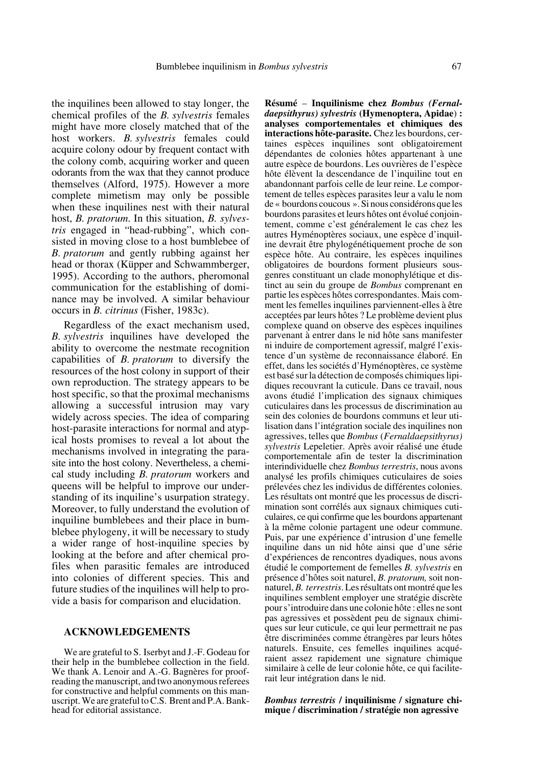the inquilines been allowed to stay longer, the chemical profiles of the *B. sylvestris* females might have more closely matched that of the host workers. *B. sylvestris* females could acquire colony odour by frequent contact with the colony comb, acquiring worker and queen odorants from the wax that they cannot produce themselves (Alford, 1975). However a more complete mimetism may only be possible when these inquilines nest with their natural host, *B. pratorum*. In this situation, *B. sylvestris* engaged in "head-rubbing", which consisted in moving close to a host bumblebee of *B. pratorum* and gently rubbing against her head or thorax (Küpper and Schwammberger, 1995). According to the authors, pheromonal communication for the establishing of dominance may be involved. A similar behaviour occurs in *B. citrinus* (Fisher, 1983c).

Regardless of the exact mechanism used, *B. sylvestris* inquilines have developed the ability to overcome the nestmate recognition capabilities of *B. pratorum* to diversify the resources of the host colony in support of their own reproduction. The strategy appears to be host specific, so that the proximal mechanisms allowing a successful intrusion may vary widely across species. The idea of comparing host-parasite interactions for normal and atypical hosts promises to reveal a lot about the mechanisms involved in integrating the parasite into the host colony. Nevertheless, a chemical study including *B. pratorum* workers and queens will be helpful to improve our understanding of its inquiline's usurpation strategy. Moreover, to fully understand the evolution of inquiline bumblebees and their place in bumblebee phylogeny, it will be necessary to study a wider range of host-inquiline species by looking at the before and after chemical profiles when parasitic females are introduced into colonies of different species. This and future studies of the inquilines will help to provide a basis for comparison and elucidation.

## ACKNOWLEDGEMENTS

We are grateful to S. Iserbyt and J.-F. Godeau for their help in the bumblebee collection in the field. We thank A. Lenoir and A.-G. Bagnères for proofreading the manuscript, and two anonymous referees for constructive and helpful comments on this manuscript. We are grateful to C.S. Brent and P.A. Bankhead for editorial assistance.

**Résumé** – **Inquilinisme chez *Bombus (Fernaldaepsithyrus) sylvestris* (Hymenoptera, Apidae) : analyses comportementales et chimiques des interactions hôte-parasite.** Chez les bourdons, certaines espèces inquilines sont obligatoirement dépendantes de colonies hôtes appartenant à une autre espèce de bourdons. Les ouvrières de l'espèce hôte élèvent la descendance de l'inquiline tout en abandonnant parfois celle de leur reine. Le comportement de telles espèces parasites leur a valu le nom de « bourdons coucous ». Si nous considérons que les bourdons parasites et leurs hôtes ont évolué conjointement, comme c'est généralement le cas chez les autres Hyménoptères sociaux, une espèce d'inquiline devrait être phylogénétiquement proche de son espèce hôte. Au contraire, les espèces inquilines obligatoires de bourdons forment plusieurs sous-genres constituant un clade monophylétique et distinct au sein du groupe de *Bombus* comprenant en partie les espèces hôtes correspondantes. Mais comment les femelles inquilines parviennent-elles à être acceptées par leurs hôtes ? Le problème devient plus complexe quand on observe des espèces inquilines parvenant à entrer dans le nid hôte sans manifester ni induire de comportement agressif, malgré l'existence d'un système de reconnaissance élaboré. En effet, dans les sociétés d'Hyménoptères, ce système est basé sur la détection de composés chimiques lipidiques recouvrant la cuticule. Dans ce travail, nous avons étudié l'implication des signaux chimiques cuticulaires dans les processus de discrimination au sein des colonies de bourdons communs et leur utilisation dans l'intégration sociale des inquilines non agressives, telles que *Bombus* (*Fernaldaepsithyrus) sylvestris* Lepeletier. Après avoir réalisé une étude comportementale afin de tester la discrimination interindividuelle chez *Bombus terrestris*, nous avons analysé les profils chimiques cuticulaires de soies prélevées chez les individus de différentes colonies. Les résultats ont montré que les processus de discrimination sont corrélés aux signaux chimiques cuticulaires, ce qui confirme que les bourdons appartenant à la même colonie partagent une odeur commune. Puis, par une expérience d'intrusion d'une femelle inquiline dans un nid hôte ainsi que d'une série d'expériences de rencontres dyadiques, nous avons étudié le comportement de femelles *B. sylvestris* en présence d'hôtes soit naturel, *B. pratorum,* soit non-naturel, *B. terrestris*. Les résultats ont montré que les inquilines semblent employer une stratégie discrète pour s'introduire dans une colonie hôte : elles ne sont pas agressives et possèdent peu de signaux chimiques sur leur cuticule, ce qui leur permettrait ne pas être discriminées comme étrangères par leurs hôtes naturels. Ensuite, ces femelles inquilines acquéraient assez rapidement une signature chimique similaire à celle de leur colonie hôte, ce qui faciliterait leur intégration dans le nid.

***Bombus terrestris* / inquilinisme / signature chimique / discrimination / stratégie non agressive**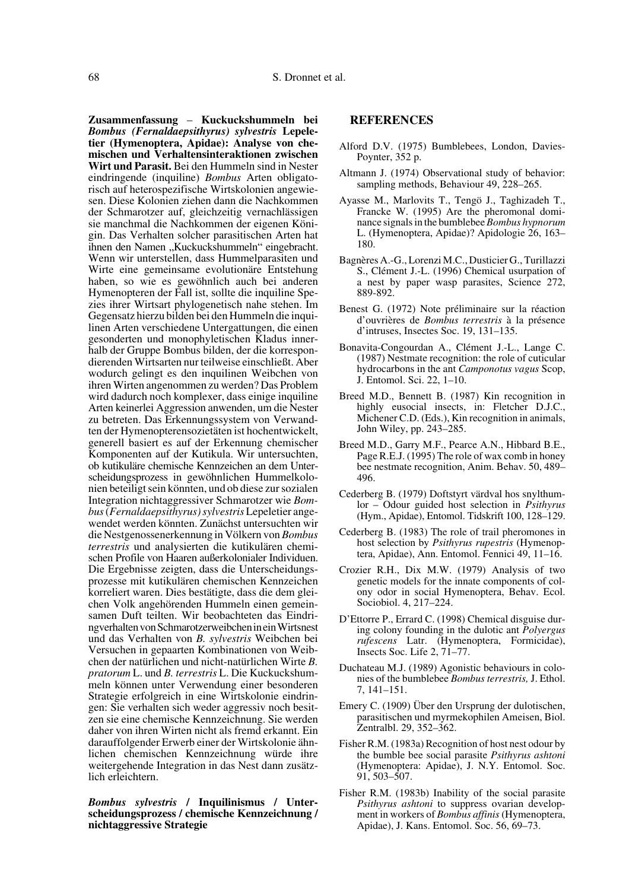**Zusammenfassung** – **Kuckuckshummeln bei *Bombus (Fernaldaepsithyrus) sylvestris* Lepeletier (Hymenoptera, Apidae): Analyse von chemischen und Verhaltensinteraktionen zwischen Wirt und Parasit.** Bei den Hummeln sind in Nester eindringende (inquiline) *Bombus* Arten obligatorisch auf heterospezifische Wirtskolonien angewiesen. Diese Kolonien ziehen dann die Nachkommen der Schmarotzer auf, gleichzeitig vernachlässigen sie manchmal die Nachkommen der eigenen Königin. Das Verhalten solcher parasitischen Arten hat ihnen den Namen „Kuckuckshummeln" eingebracht. Wenn wir unterstellen, dass Hummelparasiten und Wirte eine gemeinsame evolutionäre Entstehung haben, so wie es gewöhnlich auch bei anderen Hymenopteren der Fall ist, sollte die inquiline Spezies ihrer Wirtsart phylogenetisch nahe stehen. Im Gegensatz hierzu bilden bei den Hummeln die inquilinen Arten verschiedene Untergattungen, die einen gesonderten und monophyletischen Kladus innerhalb der Gruppe Bombus bilden, der die korrespondierenden Wirtsarten nur teilweise einschließt. Aber wodurch gelingt es den inquilinen Weibchen von ihren Wirten angenommen zu werden? Das Problem wird dadurch noch komplexer, dass einige inquiline Arten keinerlei Aggression anwenden, um die Nester zu betreten. Das Erkennungssystem von Verwandten der Hymenopterensozietäten ist hochentwickelt, generell basiert es auf der Erkennung chemischer Komponenten auf der Kutikula. Wir untersuchten, ob kutikuläre chemische Kennzeichen an dem Unterscheidungsprozess in gewöhnlichen Hummelkolonien beteiligt sein könnten, und ob diese zur sozialen Integration nichtaggressiver Schmarotzer wie *Bombus* (*Fernaldaepsithyrus*) *sylvestris* Lepeletier angewendet werden könnten. Zunächst untersuchten wir die Nestgenossenerkennung in Völkern von *Bombus terrestris* und analysierten die kutikulären chemischen Profile von Haaren außerkolonialer Individuen. Die Ergebnisse zeigten, dass die Unterscheidungsprozesse mit kutikulären chemischen Kennzeichen korreliert waren. Dies bestätigte, dass die dem gleichen Volk angehörenden Hummeln einen gemeinsamen Duft teilten. Wir beobachteten das Eindringverhalten von Schmarotzerweibchen in ein Wirtsnest und das Verhalten von *B. sylvestris* Weibchen bei Versuchen in gepaarten Kombinationen von Weibchen der natürlichen und nicht-natürlichen Wirte *B. pratorum* L. und *B. terrestris* L. Die Kuckuckshummeln können unter Verwendung einer besonderen Strategie erfolgreich in eine Wirtskolonie eindringen: Sie verhalten sich weder aggressiv noch besitzen sie eine chemische Kennzeichnung. Sie werden daher von ihren Wirten nicht als fremd erkannt. Ein darauffolgender Erwerb einer der Wirtskolonie ähnlichen chemischen Kennzeichnung würde ihre weitergehende Integration in das Nest dann zusätzlich erleichtern.

***Bombus sylvestris* / Inquilinismus / Unterscheidungsprozess / chemische Kennzeichnung / nichtaggressive Strategie**

## REFERENCES

Alford D.V. (1975) Bumblebees, London, Davies-Poynter, 352 p.

Altmann J. (1974) Observational study of behavior: sampling methods, Behaviour 49, 228–265.

Ayasse M., Marlovits T., Tengö J., Taghizadeh T., Francke W. (1995) Are the pheromonal dominance signals in the bumblebee *Bombus hypnorum* L. (Hymenoptera, Apidae)? Apidologie 26, 163–180.

Bagnères A.-G., Lorenzi M.C., Dusticier G., Turillazzi S., Clément J.-L. (1996) Chemical usurpation of a nest by paper wasp parasites, Science 272, 889-892.

Benest G. (1972) Note préliminaire sur la réaction d'ouvrières de *Bombus terrestris* à la présence d'intruses, Insectes Soc. 19, 131–135.

Bonavita-Congourdan A., Clément J.-L., Lange C. (1987) Nestmate recognition: the role of cuticular hydrocarbons in the ant *Camponotus vagus* Scop, J. Entomol. Sci. 22, 1–10.

Breed M.D., Bennett B. (1987) Kin recognition in highly eusocial insects, in: Fletcher D.J.C., Michener C.D. (Eds.), Kin recognition in animals, John Wiley, pp. 243–285.

Breed M.D., Garry M.F., Pearce A.N., Hibbard B.E., Page R.E.J. (1995) The role of wax comb in honey bee nestmate recognition, Anim. Behav. 50, 489–496.

Cederberg B. (1979) Doftstyrt värdval hos snylthumlor – Odour guided host selection in *Psithyrus* (Hym., Apidae), Entomol. Tidskrift 100, 128–129.

Cederberg B. (1983) The role of trail pheromones in host selection by *Psithyrus rupestris* (Hymenoptera, Apidae), Ann. Entomol. Fennici 49, 11–16.

Crozier R.H., Dix M.W. (1979) Analysis of two genetic models for the innate components of colony odor in social Hymenoptera, Behav. Ecol. Sociobiol. 4, 217–224.

D'Ettorre P., Errard C. (1998) Chemical disguise during colony founding in the dulotic ant *Polyergus rufescens* Latr. (Hymenoptera, Formicidae), Insects Soc. Life 2, 71–77.

Duchateau M.J. (1989) Agonistic behaviours in colonies of the bumblebee *Bombus terrestris,* J. Ethol. 7, 141–151.

Emery C. (1909) Über den Ursprung der dulotischen, parasitischen und myrmekophilen Ameisen, Biol. Zentralbl. 29, 352–362.

Fisher R.M. (1983a) Recognition of host nest odour by the bumble bee social parasite *Psithyrus ashtoni* (Hymenoptera: Apidae), J. N.Y. Entomol. Soc. 91, 503–507.

Fisher R.M. (1983b) Inability of the social parasite *Psithyrus ashtoni* to suppress ovarian development in workers of *Bombus affinis* (Hymenoptera, Apidae), J. Kans. Entomol. Soc. 56, 69–73.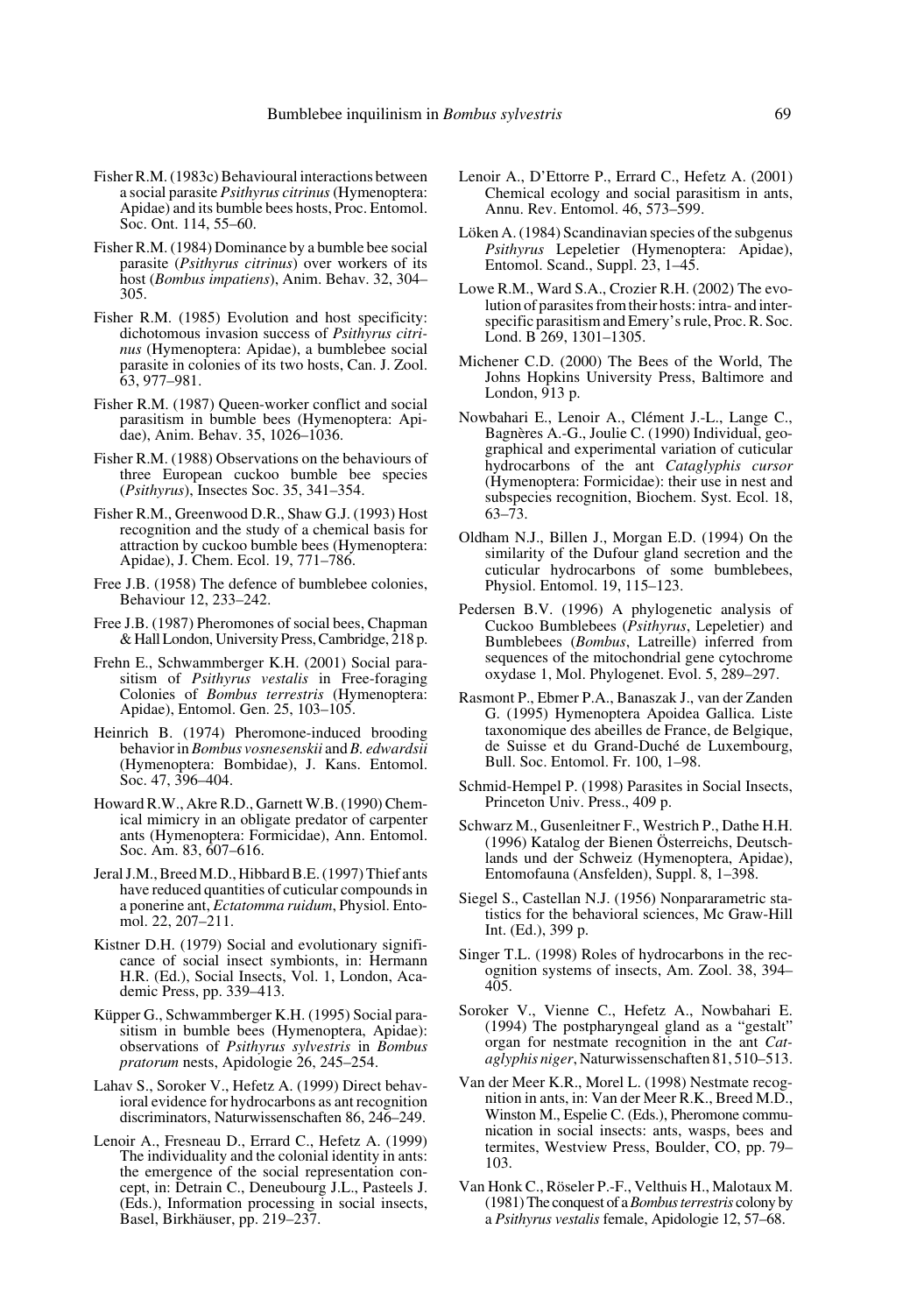Fisher R.M. (1983c) Behavioural interactions between a social parasite *Psithyrus citrinus* (Hymenoptera: Apidae) and its bumble bees hosts, Proc. Entomol. Soc. Ont. 114, 55–60.

Fisher R.M. (1984) Dominance by a bumble bee social parasite (*Psithyrus citrinus*) over workers of its host (*Bombus impatiens*), Anim. Behav. 32, 304–305.

Fisher R.M. (1985) Evolution and host specificity: dichotomous invasion success of *Psithyrus citrinus* (Hymenoptera: Apidae), a bumblebee social parasite in colonies of its two hosts, Can. J. Zool. 63, 977–981.

Fisher R.M. (1987) Queen-worker conflict and social parasitism in bumble bees (Hymenoptera: Apidae), Anim. Behav. 35, 1026–1036.

Fisher R.M. (1988) Observations on the behaviours of three European cuckoo bumble bee species (*Psithyrus*), Insectes Soc. 35, 341–354.

Fisher R.M., Greenwood D.R., Shaw G.J. (1993) Host recognition and the study of a chemical basis for attraction by cuckoo bumble bees (Hymenoptera: Apidae), J. Chem. Ecol. 19, 771–786.

Free J.B. (1958) The defence of bumblebee colonies, Behaviour 12, 233–242.

Free J.B. (1987) Pheromones of social bees, Chapman & Hall London, University Press, Cambridge, 218 p.

Frehn E., Schwammberger K.H. (2001) Social parasitism of *Psithyrus vestalis* in Free-foraging Colonies of *Bombus terrestris* (Hymenoptera: Apidae), Entomol. Gen. 25, 103–105.

Heinrich B. (1974) Pheromone-induced brooding behavior in *Bombus vosnesenskii* and *B. edwardsii* (Hymenoptera: Bombidae), J. Kans. Entomol. Soc. 47, 396–404.

Howard R.W., Akre R.D., Garnett W.B. (1990) Chemical mimicry in an obligate predator of carpenter ants (Hymenoptera: Formicidae), Ann. Entomol. Soc. Am. 83, 607–616.

Jeral J.M., Breed M.D., Hibbard B.E. (1997) Thief ants have reduced quantities of cuticular compounds in a ponerine ant, *Ectatomma ruidum*, Physiol. Entomol. 22, 207–211.

Kistner D.H. (1979) Social and evolutionary significance of social insect symbionts, in: Hermann H.R. (Ed.), Social Insects, Vol. 1, London, Academic Press, pp. 339–413.

Küpper G., Schwammberger K.H. (1995) Social parasitism in bumble bees (Hymenoptera, Apidae): observations of *Psithyrus sylvestris* in *Bombus pratorum* nests, Apidologie 26, 245–254.

Lahav S., Soroker V., Hefetz A. (1999) Direct behavioral evidence for hydrocarbons as ant recognition discriminators, Naturwissenschaften 86, 246–249.

Lenoir A., Fresneau D., Errard C., Hefetz A. (1999) The individuality and the colonial identity in ants: the emergence of the social representation concept, in: Detrain C., Deneubourg J.L., Pasteels J. (Eds.), Information processing in social insects, Basel, Birkhäuser, pp. 219–237.

Lenoir A., D'Ettorre P., Errard C., Hefetz A. (2001) Chemical ecology and social parasitism in ants, Annu. Rev. Entomol. 46, 573–599.

Löken A. (1984) Scandinavian species of the subgenus *Psithyrus* Lepeletier (Hymenoptera: Apidae), Entomol. Scand., Suppl. 23, 1–45.

Lowe R.M., Ward S.A., Crozier R.H. (2002) The evolution of parasites from their hosts: intra- and interspecific parasitism and Emery's rule, Proc. R. Soc. Lond. B 269, 1301–1305.

Michener C.D. (2000) The Bees of the World, The Johns Hopkins University Press, Baltimore and London, 913 p.

Nowbahari E., Lenoir A., Clément J.-L., Lange C., Bagnères A.-G., Joulie C. (1990) Individual, geographical and experimental variation of cuticular hydrocarbons of the ant *Cataglyphis cursor* (Hymenoptera: Formicidae): their use in nest and subspecies recognition, Biochem. Syst. Ecol. 18, 63–73.

Oldham N.J., Billen J., Morgan E.D. (1994) On the similarity of the Dufour gland secretion and the cuticular hydrocarbons of some bumblebees, Physiol. Entomol. 19, 115–123.

Pedersen B.V. (1996) A phylogenetic analysis of Cuckoo Bumblebees (*Psithyrus*, Lepeletier) and Bumblebees (*Bombus*, Latreille) inferred from sequences of the mitochondrial gene cytochrome oxydase 1, Mol. Phylogenet. Evol. 5, 289–297.

Rasmont P., Ebmer P.A., Banaszak J., van der Zanden G. (1995) Hymenoptera Apoidea Gallica. Liste taxonomique des abeilles de France, de Belgique, de Suisse et du Grand-Duché de Luxembourg, Bull. Soc. Entomol. Fr. 100, 1–98.

Schmid-Hempel P. (1998) Parasites in Social Insects, Princeton Univ. Press., 409 p.

Schwarz M., Gusenleitner F., Westrich P., Dathe H.H. (1996) Katalog der Bienen Österreichs, Deutschlands und der Schweiz (Hymenoptera, Apidae), Entomofauna (Ansfelden), Suppl. 8, 1–398.

Siegel S., Castellan N.J. (1956) Nonpararametric statistics for the behavioral sciences, Mc Graw-Hill Int. (Ed.), 399 p.

Singer T.L. (1998) Roles of hydrocarbons in the recognition systems of insects, Am. Zool. 38, 394–405.

Soroker V., Vienne C., Hefetz A., Nowbahari E. (1994) The postpharyngeal gland as a "gestalt" organ for nestmate recognition in the ant *Cataglyphis niger*, Naturwissenschaften 81, 510–513.

Van der Meer K.R., Morel L. (1998) Nestmate recognition in ants, in: Van der Meer R.K., Breed M.D., Winston M., Espelie C. (Eds.), Pheromone communication in social insects: ants, wasps, bees and termites, Westview Press, Boulder, CO, pp. 79–103.

Van Honk C., Röseler P.-F., Velthuis H., Malotaux M. (1981) The conquest of a *Bombus terrestris* colony by a *Psithyrus vestalis* female, Apidologie 12, 57–68.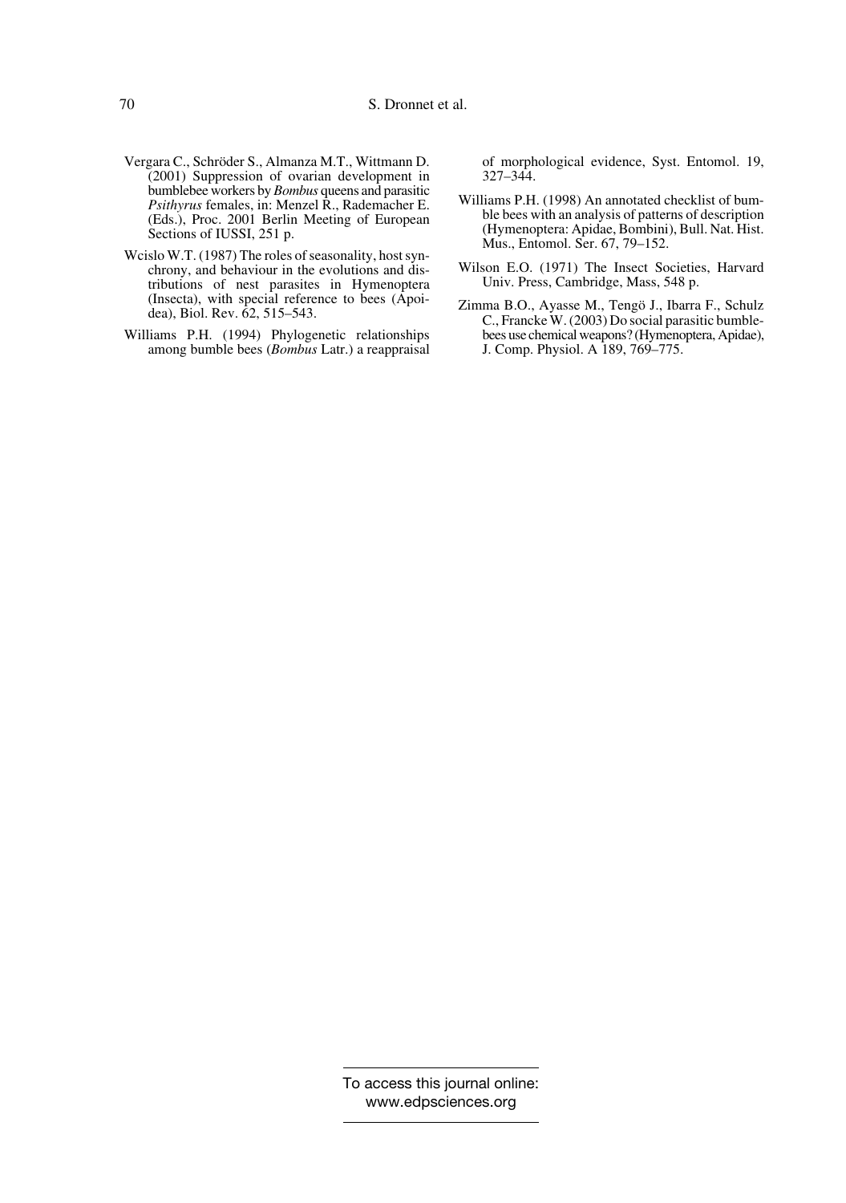Vergara C., Schröder S., Almanza M.T., Wittmann D. (2001) Suppression of ovarian development in bumblebee workers by *Bombus* queens and parasitic *Psithyrus* females, in: Menzel R., Rademacher E. (Eds.), Proc. 2001 Berlin Meeting of European Sections of IUSSI, 251 p.

Wcislo W.T. (1987) The roles of seasonality, host synchrony, and behaviour in the evolutions and distributions of nest parasites in Hymenoptera (Insecta), with special reference to bees (Apoidea), Biol. Rev. 62, 515–543.

Williams P.H. (1994) Phylogenetic relationships among bumble bees (*Bombus* Latr.) a reappraisal of morphological evidence, Syst. Entomol. 19, 327–344.

Williams P.H. (1998) An annotated checklist of bumble bees with an analysis of patterns of description (Hymenoptera: Apidae, Bombini), Bull. Nat. Hist. Mus., Entomol. Ser. 67, 79–152.

Wilson E.O. (1971) The Insect Societies, Harvard Univ. Press, Cambridge, Mass, 548 p.

Zimma B.O., Ayasse M., Tengö J., Ibarra F., Schulz C., Francke W. (2003) Do social parasitic bumblebees use chemical weapons? (Hymenoptera, Apidae), J. Comp. Physiol. A 189, 769–775.

To access this journal online:
www.edpsciences.org